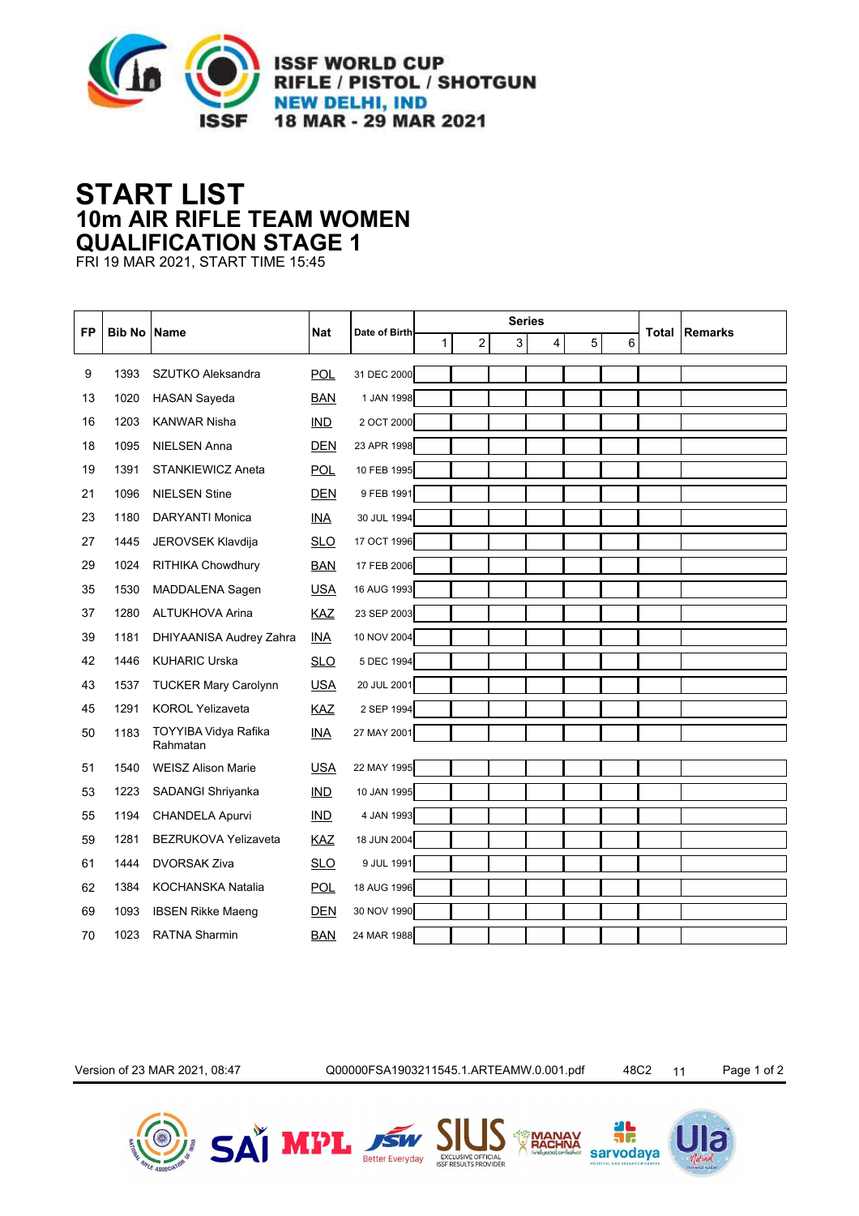ISSF WORLD CUP
RIFLE / PISTOL / SHOTGUN
NEW DELHI, IND
18 MAR - 29 MAR 2021

# START LIST
## 10m AIR RIFLE TEAM WOMEN
## QUALIFICATION STAGE 1

FRI 19 MAR 2021, START TIME 15:45

| FP | Bib No | Name | Nat | Date of Birth | Series 1 | 2 | 3 | 4 | 5 | 6 | Total | Remarks |
|---|---|---|---|---|---|---|---|---|---|---|---|---|
| 9 | 1393 | SZUTKO Aleksandra | POL | 31 DEC 2000 | | | | | | | | |
| 13 | 1020 | HASAN Sayeda | BAN | 1 JAN 1998 | | | | | | | | |
| 16 | 1203 | KANWAR Nisha | IND | 2 OCT 2000 | | | | | | | | |
| 18 | 1095 | NIELSEN Anna | DEN | 23 APR 1998 | | | | | | | | |
| 19 | 1391 | STANKIEWICZ Aneta | POL | 10 FEB 1995 | | | | | | | | |
| 21 | 1096 | NIELSEN Stine | DEN | 9 FEB 1991 | | | | | | | | |
| 23 | 1180 | DARYANTI Monica | INA | 30 JUL 1994 | | | | | | | | |
| 27 | 1445 | JEROVSEK Klavdija | SLO | 17 OCT 1996 | | | | | | | | |
| 29 | 1024 | RITHIKA Chowdhury | BAN | 17 FEB 2006 | | | | | | | | |
| 35 | 1530 | MADDALENA Sagen | USA | 16 AUG 1993 | | | | | | | | |
| 37 | 1280 | ALTUKHOVA Arina | KAZ | 23 SEP 2003 | | | | | | | | |
| 39 | 1181 | DHIYAANISA Audrey Zahra | INA | 10 NOV 2004 | | | | | | | | |
| 42 | 1446 | KUHARIC Urska | SLO | 5 DEC 1994 | | | | | | | | |
| 43 | 1537 | TUCKER Mary Carolynn | USA | 20 JUL 2001 | | | | | | | | |
| 45 | 1291 | KOROL Yelizaveta | KAZ | 2 SEP 1994 | | | | | | | | |
| 50 | 1183 | TOYYIBA Vidya Rafika Rahmatan | INA | 27 MAY 2001 | | | | | | | | |
| 51 | 1540 | WEISZ Alison Marie | USA | 22 MAY 1995 | | | | | | | | |
| 53 | 1223 | SADANGI Shriyanka | IND | 10 JAN 1995 | | | | | | | | |
| 55 | 1194 | CHANDELA Apurvi | IND | 4 JAN 1993 | | | | | | | | |
| 59 | 1281 | BEZRUKOVA Yelizaveta | KAZ | 18 JUN 2004 | | | | | | | | |
| 61 | 1444 | DVORSAK Ziva | SLO | 9 JUL 1991 | | | | | | | | |
| 62 | 1384 | KOCHANSKA Natalia | POL | 18 AUG 1996 | | | | | | | | |
| 69 | 1093 | IBSEN Rikke Maeng | DEN | 30 NOV 1990 | | | | | | | | |
| 70 | 1023 | RATNA Sharmin | BAN | 24 MAR 1988 | | | | | | | | |

Version of 23 MAR 2021, 08:47    Q00000FSA1903211545.1.ARTEAMW.0.001.pdf    48C2    11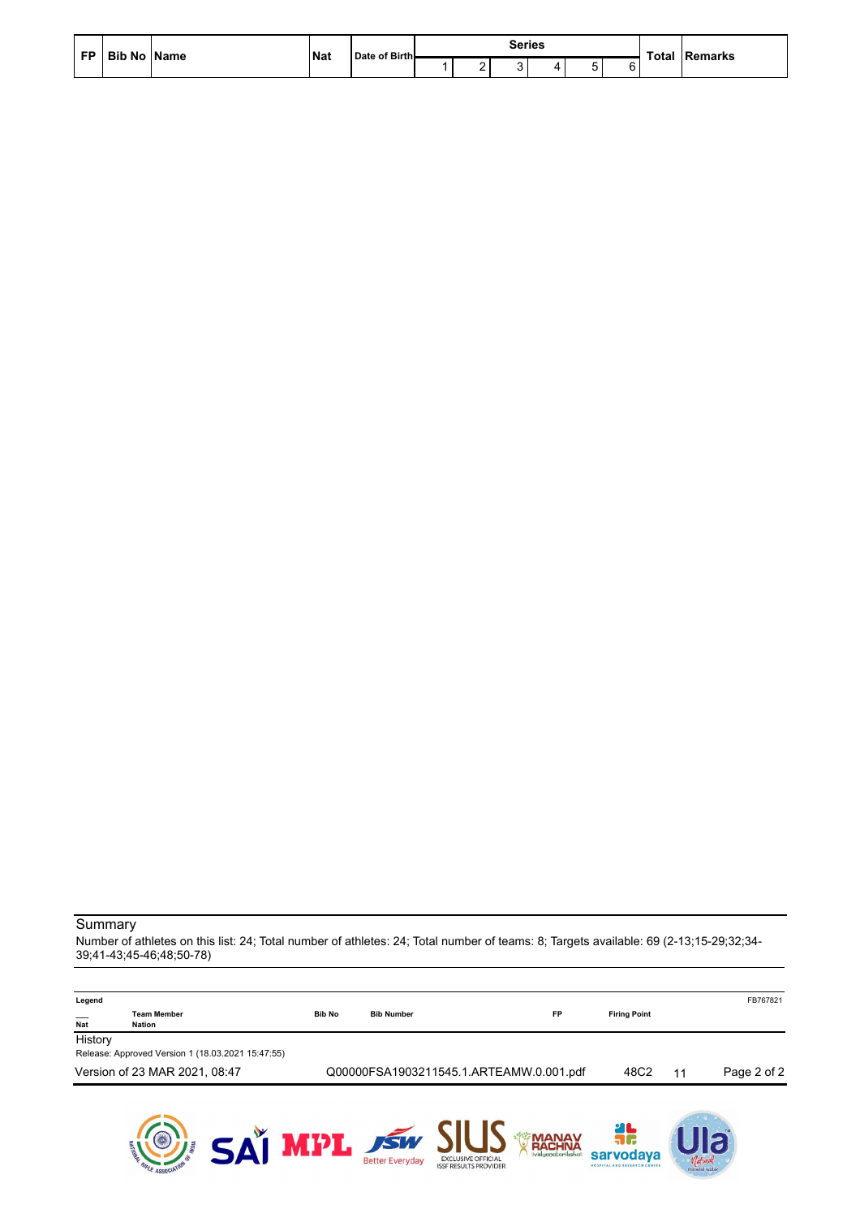| FP | Bib No | Name | Nat | Date of Birth | Series | | | | | | Total | Remarks |
|---|---|---|---|---|---|---|---|---|---|---|---|---|
| | | | | | 1 | 2 | 3 | 4 | 5 | 6 | | |

## Summary

Number of athletes on this list: 24; Total number of athletes: 24; Total number of teams: 8; Targets available: 69 (2-13;15-29;32;34-39;41-43;45-46;48;50-78)

**Legend**

| | | | | | |
|---|---|---|---|---|---|
| ___ | Team Member | Bib No | Bib Number | FP | Firing Point |
| Nat | Nation | | | | |

FB767821

History

Release: Approved Version 1 (18.03.2021 15:47:55)

Version of 23 MAR 2021, 08:47 Q00000FSA1903211545.1.ARTEAMW.0.001.pdf 48C2 11